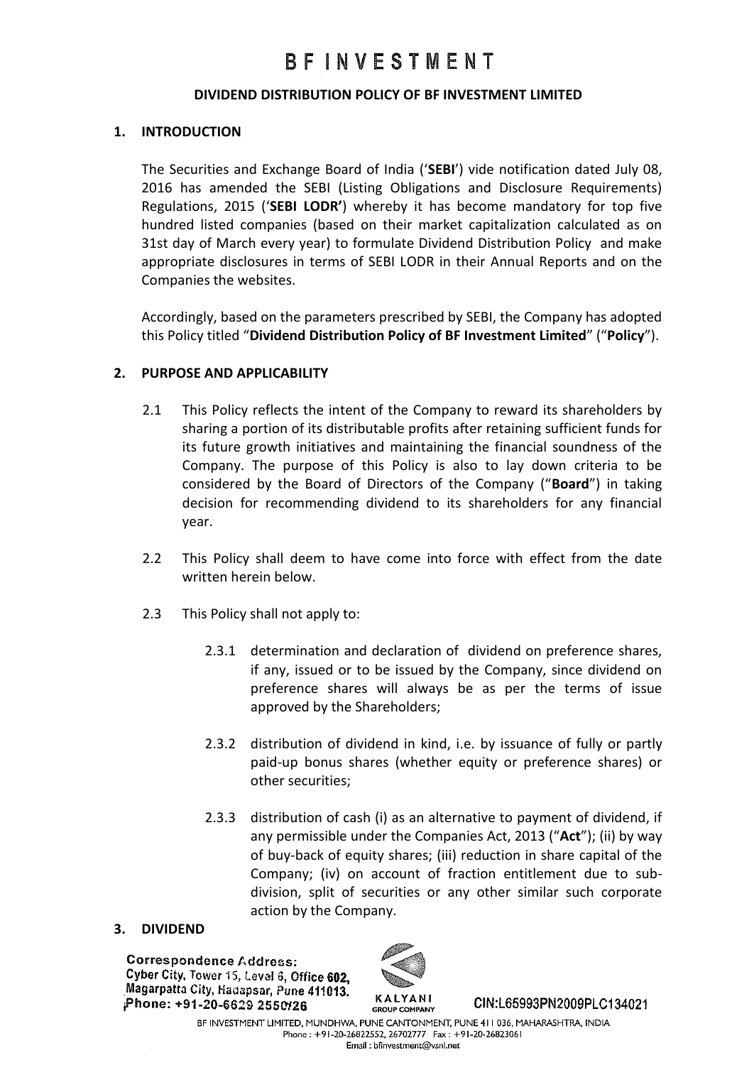# B F INVESTMENT

## DIVIDEND DISTRIBUTION POLICY OF BF INVESTMENT LIMITED

## 1. INTRODUCTION

The Securities and Exchange Board of India ('**SEBI**') vide notification dated July 08, 2016 has amended the SEBI (Listing Obligations and Disclosure Requirements) Regulations, 2015 ('**SEBI LODR'**) whereby it has become mandatory for top five hundred listed companies (based on their market capitalization calculated as on 31st day of March every year) to formulate Dividend Distribution Policy and make appropriate disclosures in terms of SEBI LODR in their Annual Reports and on the Companies the websites.

Accordingly, based on the parameters prescribed by SEBI, the Company has adopted this Policy titled "**Dividend Distribution Policy of BF Investment Limited**" ("**Policy**").

## 2. PURPOSE AND APPLICABILITY

2.1 This Policy reflects the intent of the Company to reward its shareholders by sharing a portion of its distributable profits after retaining sufficient funds for its future growth initiatives and maintaining the financial soundness of the Company. The purpose of this Policy is also to lay down criteria to be considered by the Board of Directors of the Company ("**Board**") in taking decision for recommending dividend to its shareholders for any financial year.

2.2 This Policy shall deem to have come into force with effect from the date written herein below.

2.3 This Policy shall not apply to:

2.3.1 determination and declaration of dividend on preference shares, if any, issued or to be issued by the Company, since dividend on preference shares will always be as per the terms of issue approved by the Shareholders;

2.3.2 distribution of dividend in kind, i.e. by issuance of fully or partly paid-up bonus shares (whether equity or preference shares) or other securities;

2.3.3 distribution of cash (i) as an alternative to payment of dividend, if any permissible under the Companies Act, 2013 ("**Act**"); (ii) by way of buy-back of equity shares; (iii) reduction in share capital of the Company; (iv) on account of fraction entitlement due to sub-division, split of securities or any other similar such corporate action by the Company.

## 3. DIVIDEND

**Correspondence Address:**
**Cyber City, Tower 15, Level 6, Office 602, Magarpatta City, Hadapsar, Pune 411013.**
**Phone: +91-20-6629 2550/26**

KALYANI GROUP COMPANY

CIN:L65993PN2009PLC134021

BF INVESTMENT LIMITED, MUNDHWA, PUNE CANTONMENT, PUNE 411 036, MAHARASHTRA, INDIA
Phone : +91-20-26822552, 26702777 Fax : +91-20-26823061
Email : bfinvestment@vsnl.net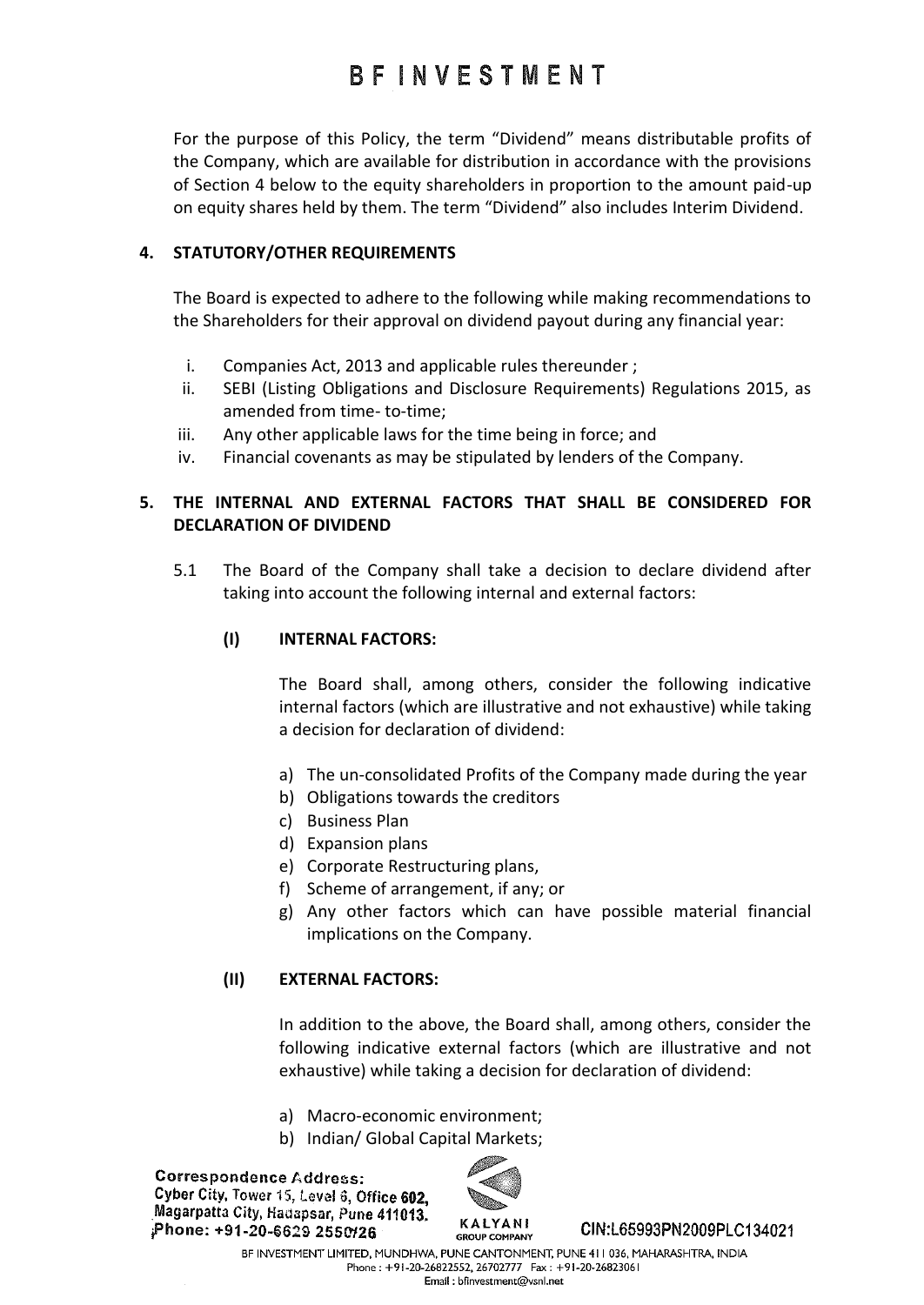For the purpose of this Policy, the term "Dividend" means distributable profits of the Company, which are available for distribution in accordance with the provisions of Section 4 below to the equity shareholders in proportion to the amount paid-up on equity shares held by them. The term "Dividend" also includes Interim Dividend.

## 4. STATUTORY/OTHER REQUIREMENTS

The Board is expected to adhere to the following while making recommendations to the Shareholders for their approval on dividend payout during any financial year:

i. Companies Act, 2013 and applicable rules thereunder ;
ii. SEBI (Listing Obligations and Disclosure Requirements) Regulations 2015, as amended from time- to-time;
iii. Any other applicable laws for the time being in force; and
iv. Financial covenants as may be stipulated by lenders of the Company.

## 5. THE INTERNAL AND EXTERNAL FACTORS THAT SHALL BE CONSIDERED FOR DECLARATION OF DIVIDEND

5.1 The Board of the Company shall take a decision to declare dividend after taking into account the following internal and external factors:

### (I) INTERNAL FACTORS:

The Board shall, among others, consider the following indicative internal factors (which are illustrative and not exhaustive) while taking a decision for declaration of dividend:

a) The un-consolidated Profits of the Company made during the year
b) Obligations towards the creditors
c) Business Plan
d) Expansion plans
e) Corporate Restructuring plans,
f) Scheme of arrangement, if any; or
g) Any other factors which can have possible material financial implications on the Company.

### (II) EXTERNAL FACTORS:

In addition to the above, the Board shall, among others, consider the following indicative external factors (which are illustrative and not exhaustive) while taking a decision for declaration of dividend:

a) Macro-economic environment;
b) Indian/ Global Capital Markets;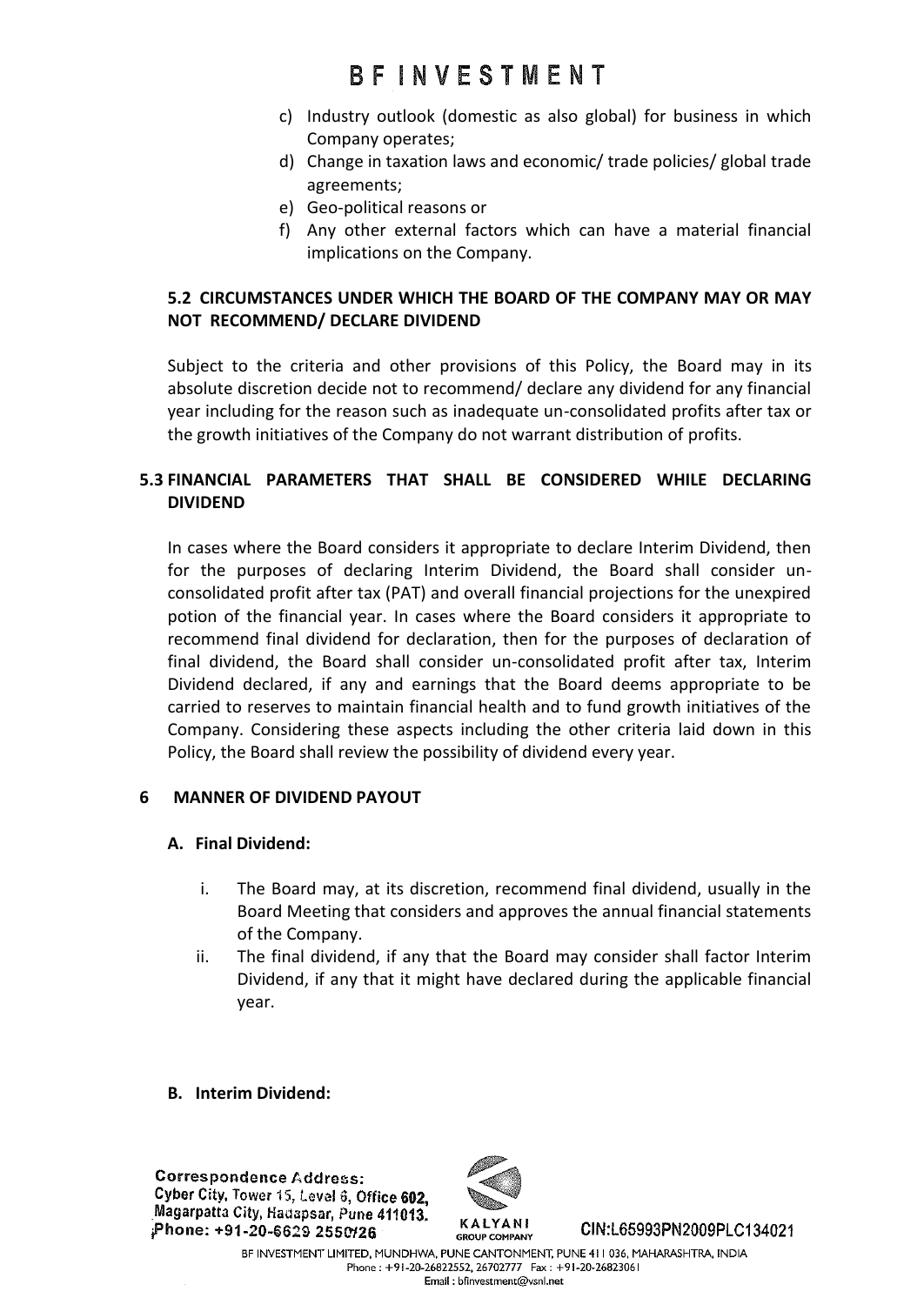c) Industry outlook (domestic as also global) for business in which Company operates;
d) Change in taxation laws and economic/ trade policies/ global trade agreements;
e) Geo-political reasons or
f) Any other external factors which can have a material financial implications on the Company.

### 5.2 CIRCUMSTANCES UNDER WHICH THE BOARD OF THE COMPANY MAY OR MAY NOT RECOMMEND/ DECLARE DIVIDEND

Subject to the criteria and other provisions of this Policy, the Board may in its absolute discretion decide not to recommend/ declare any dividend for any financial year including for the reason such as inadequate un-consolidated profits after tax or the growth initiatives of the Company do not warrant distribution of profits.

### 5.3 FINANCIAL PARAMETERS THAT SHALL BE CONSIDERED WHILE DECLARING DIVIDEND

In cases where the Board considers it appropriate to declare Interim Dividend, then for the purposes of declaring Interim Dividend, the Board shall consider un-consolidated profit after tax (PAT) and overall financial projections for the unexpired potion of the financial year. In cases where the Board considers it appropriate to recommend final dividend for declaration, then for the purposes of declaration of final dividend, the Board shall consider un-consolidated profit after tax, Interim Dividend declared, if any and earnings that the Board deems appropriate to be carried to reserves to maintain financial health and to fund growth initiatives of the Company. Considering these aspects including the other criteria laid down in this Policy, the Board shall review the possibility of dividend every year.

## 6 MANNER OF DIVIDEND PAYOUT

### A. Final Dividend:

i. The Board may, at its discretion, recommend final dividend, usually in the Board Meeting that considers and approves the annual financial statements of the Company.
ii. The final dividend, if any that the Board may consider shall factor Interim Dividend, if any that it might have declared during the applicable financial year.

### B. Interim Dividend: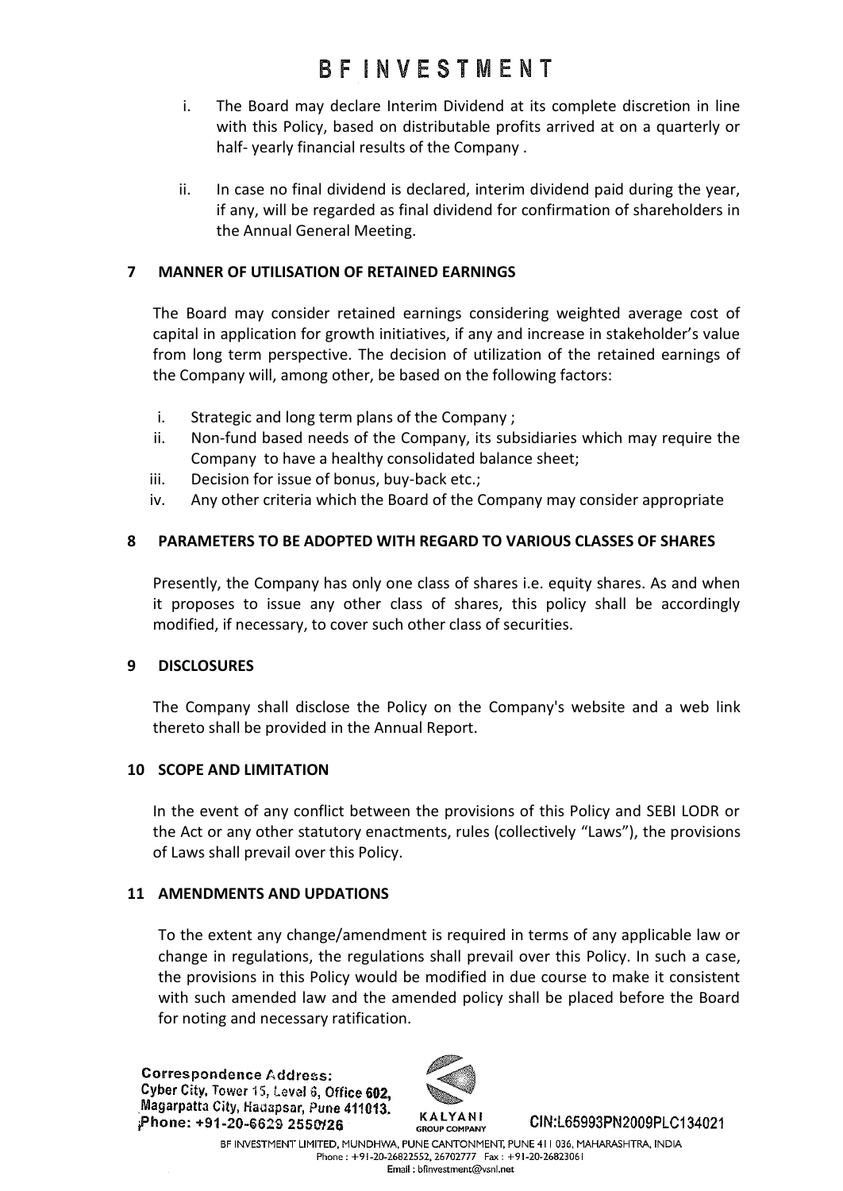i. The Board may declare Interim Dividend at its complete discretion in line with this Policy, based on distributable profits arrived at on a quarterly or half- yearly financial results of the Company .

ii. In case no final dividend is declared, interim dividend paid during the year, if any, will be regarded as final dividend for confirmation of shareholders in the Annual General Meeting.

## 7 MANNER OF UTILISATION OF RETAINED EARNINGS

The Board may consider retained earnings considering weighted average cost of capital in application for growth initiatives, if any and increase in stakeholder's value from long term perspective. The decision of utilization of the retained earnings of the Company will, among other, be based on the following factors:

i. Strategic and long term plans of the Company ;
ii. Non-fund based needs of the Company, its subsidiaries which may require the Company to have a healthy consolidated balance sheet;
iii. Decision for issue of bonus, buy-back etc.;
iv. Any other criteria which the Board of the Company may consider appropriate

## 8 PARAMETERS TO BE ADOPTED WITH REGARD TO VARIOUS CLASSES OF SHARES

Presently, the Company has only one class of shares i.e. equity shares. As and when it proposes to issue any other class of shares, this policy shall be accordingly modified, if necessary, to cover such other class of securities.

## 9 DISCLOSURES

The Company shall disclose the Policy on the Company's website and a web link thereto shall be provided in the Annual Report.

## 10 SCOPE AND LIMITATION

In the event of any conflict between the provisions of this Policy and SEBI LODR or the Act or any other statutory enactments, rules (collectively "Laws"), the provisions of Laws shall prevail over this Policy.

## 11 AMENDMENTS AND UPDATIONS

To the extent any change/amendment is required in terms of any applicable law or change in regulations, the regulations shall prevail over this Policy. In such a case, the provisions in this Policy would be modified in due course to make it consistent with such amended law and the amended policy shall be placed before the Board for noting and necessary ratification.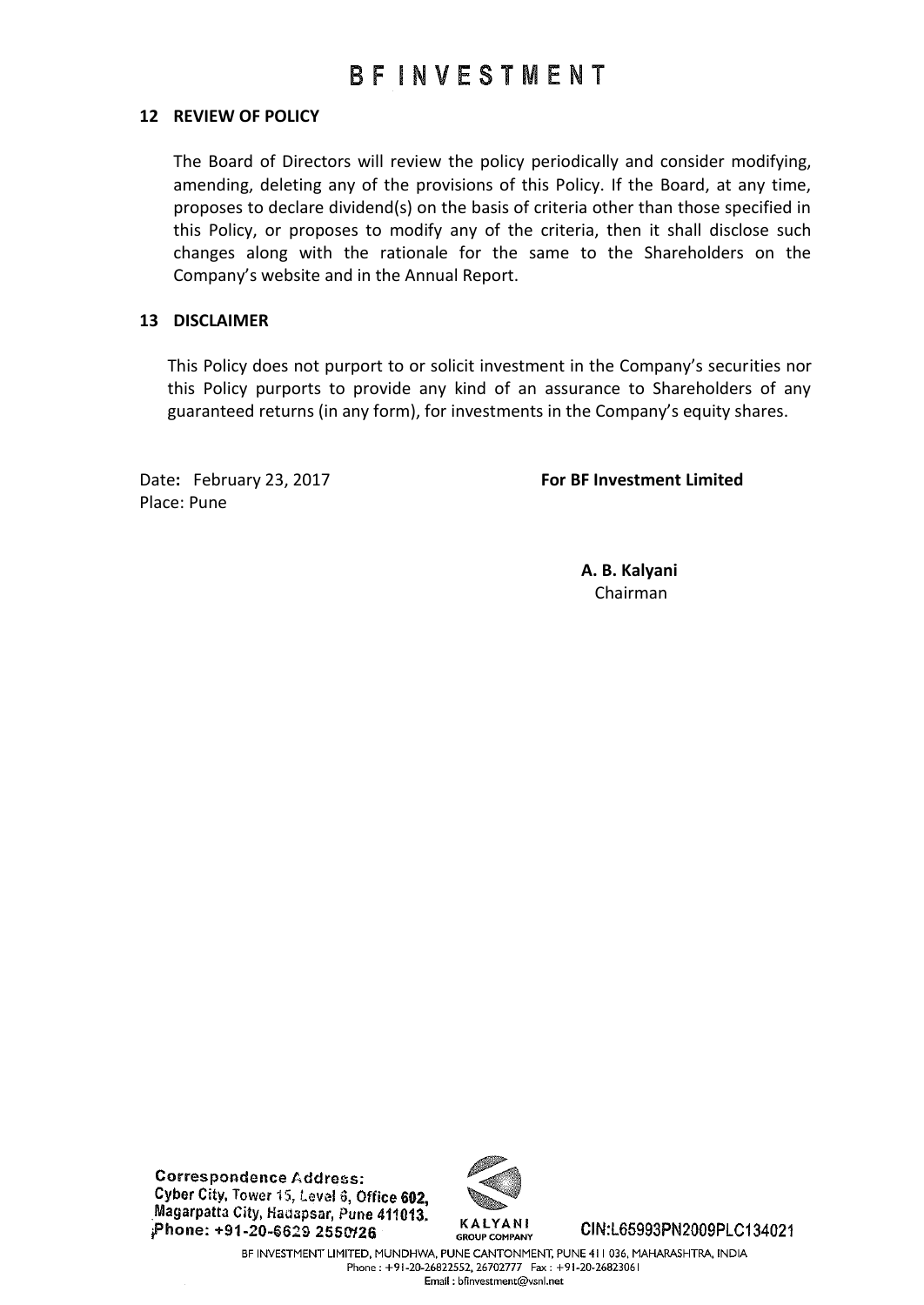## 12 REVIEW OF POLICY

The Board of Directors will review the policy periodically and consider modifying, amending, deleting any of the provisions of this Policy. If the Board, at any time, proposes to declare dividend(s) on the basis of criteria other than those specified in this Policy, or proposes to modify any of the criteria, then it shall disclose such changes along with the rationale for the same to the Shareholders on the Company's website and in the Annual Report.

## 13 DISCLAIMER

This Policy does not purport to or solicit investment in the Company's securities nor this Policy purports to provide any kind of an assurance to Shareholders of any guaranteed returns (in any form), for investments in the Company's equity shares.

Date: February 23, 2017
Place: Pune

**For BF Investment Limited**

**A. B. Kalyani**
Chairman